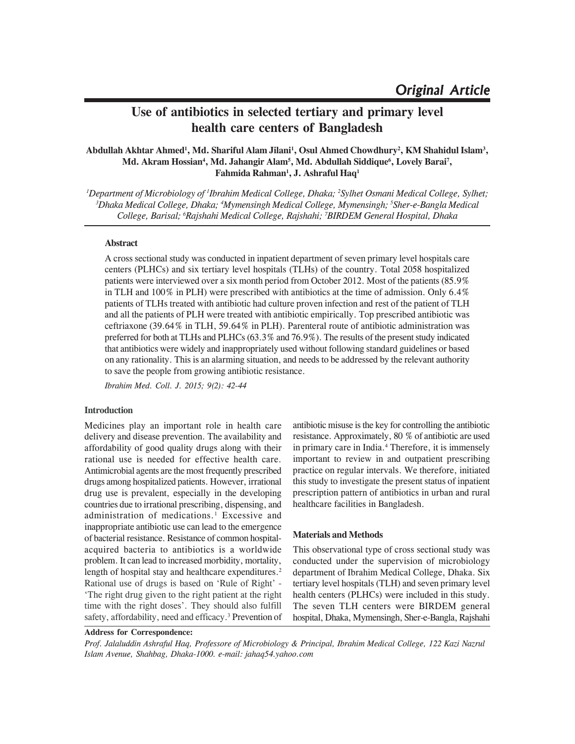Original Article

# Use of antibiotics in selected tertiary and primary level health care centers of Bangladesh

**Abdullah Akhtar Ahmed[1], Md. Shariful Alam Jilani[1], Osul Ahmed Chowdhury[2], KM Shahidul Islam[3], Md. Akram Hossian[4], Md. Jahangir Alam[5], Md. Abdullah Siddique[6], Lovely Barai[7], Fahmida Rahman[1], J. Ashraful Haq[1]**

*[1]Department of Microbiology of [1]Ibrahim Medical College, Dhaka; [2]Sylhet Osmani Medical College, Sylhet; [3]Dhaka Medical College, Dhaka; [4]Mymensingh Medical College, Mymensingh; [5]Sher-e-Bangla Medical College, Barisal; [6]Rajshahi Medical College, Rajshahi; [7]BIRDEM General Hospital, Dhaka*

### Abstract

A cross sectional study was conducted in inpatient department of seven primary level hospitals care centers (PLHCs) and six tertiary level hospitals (TLHs) of the country. Total 2058 hospitalized patients were interviewed over a six month period from October 2012. Most of the patients (85.9% in TLH and 100% in PLH) were prescribed with antibiotics at the time of admission. Only 6.4% patients of TLHs treated with antibiotic had culture proven infection and rest of the patient of TLH and all the patients of PLH were treated with antibiotic empirically. Top prescribed antibiotic was ceftriaxone (39.64% in TLH, 59.64% in PLH). Parenteral route of antibiotic administration was preferred for both at TLHs and PLHCs (63.3% and 76.9%). The results of the present study indicated that antibiotics were widely and inappropriately used without following standard guidelines or based on any rationality. This is an alarming situation, and needs to be addressed by the relevant authority to save the people from growing antibiotic resistance.

*Ibrahim Med. Coll. J. 2015; 9(2): 42-44*

## Introduction

Medicines play an important role in health care delivery and disease prevention. The availability and affordability of good quality drugs along with their rational use is needed for effective health care. Antimicrobial agents are the most frequently prescribed drugs among hospitalized patients. However, irrational drug use is prevalent, especially in the developing countries due to irrational prescribing, dispensing, and administration of medications.[1] Excessive and inappropriate antibiotic use can lead to the emergence of bacterial resistance. Resistance of common hospital-acquired bacteria to antibiotics is a worldwide problem. It can lead to increased morbidity, mortality, length of hospital stay and healthcare expenditures.[2] Rational use of drugs is based on 'Rule of Right' - 'The right drug given to the right patient at the right time with the right doses'. They should also fulfill safety, affordability, need and efficacy.[3] Prevention of antibiotic misuse is the key for controlling the antibiotic resistance. Approximately, 80 % of antibiotic are used in primary care in India.[4] Therefore, it is immensely important to review in and outpatient prescribing practice on regular intervals. We therefore, initiated this study to investigate the present status of inpatient prescription pattern of antibiotics in urban and rural healthcare facilities in Bangladesh.

## Materials and Methods

This observational type of cross sectional study was conducted under the supervision of microbiology department of Ibrahim Medical College, Dhaka. Six tertiary level hospitals (TLH) and seven primary level health centers (PLHCs) were included in this study. The seven TLH centers were BIRDEM general hospital, Dhaka, Mymensingh, Sher-e-Bangla, Rajshahi

**Address for Correspondence:**
*Prof. Jalaluddin Ashraful Haq, Professore of Microbiology & Principal, Ibrahim Medical College, 122 Kazi Nazrul Islam Avenue, Shahbag, Dhaka-1000. e-mail: jahaq54.yahoo.com*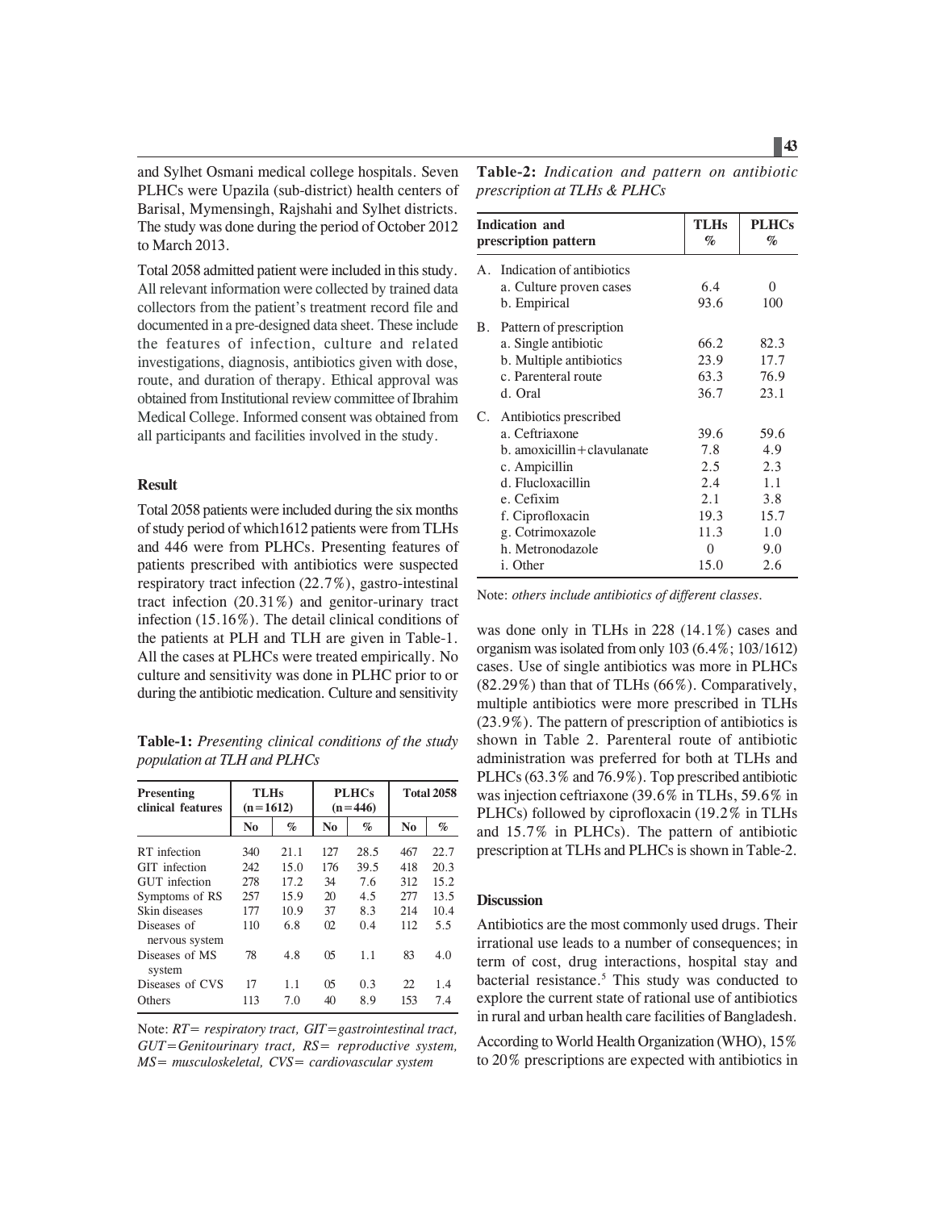and Sylhet Osmani medical college hospitals. Seven PLHCs were Upazila (sub-district) health centers of Barisal, Mymensingh, Rajshahi and Sylhet districts. The study was done during the period of October 2012 to March 2013.

Total 2058 admitted patient were included in this study. All relevant information were collected by trained data collectors from the patient's treatment record file and documented in a pre-designed data sheet. These include the features of infection, culture and related investigations, diagnosis, antibiotics given with dose, route, and duration of therapy. Ethical approval was obtained from Institutional review committee of Ibrahim Medical College. Informed consent was obtained from all participants and facilities involved in the study.

### Result

Total 2058 patients were included during the six months of study period of which1612 patients were from TLHs and 446 were from PLHCs. Presenting features of patients prescribed with antibiotics were suspected respiratory tract infection (22.7%), gastro-intestinal tract infection (20.31%) and genitor-urinary tract infection (15.16%). The detail clinical conditions of the patients at PLH and TLH are given in Table-1. All the cases at PLHCs were treated empirically. No culture and sensitivity was done in PLHC prior to or during the antibiotic medication. Culture and sensitivity was done only in TLHs in 228 (14.1%) cases and organism was isolated from only 103 (6.4%; 103/1612) cases. Use of single antibiotics was more in PLHCs (82.29%) than that of TLHs (66%). Comparatively, multiple antibiotics were more prescribed in TLHs (23.9%). The pattern of prescription of antibiotics is shown in Table 2. Parenteral route of antibiotic administration was preferred for both at TLHs and PLHCs (63.3% and 76.9%). Top prescribed antibiotic was injection ceftriaxone (39.6% in TLHs, 59.6% in PLHCs) followed by ciprofloxacin (19.2% in TLHs and 15.7% in PLHCs). The pattern of antibiotic prescription at TLHs and PLHCs is shown in Table-2.

**Table-1:** *Presenting clinical conditions of the study population at TLH and PLHCs*

| Presenting clinical features | TLHs (n=1612) | | PLHCs (n=446) | | Total 2058 | |
|---|---|---|---|---|---|---|
| | No | % | No | % | No | % |
| RT infection | 340 | 21.1 | 127 | 28.5 | 467 | 22.7 |
| GIT infection | 242 | 15.0 | 176 | 39.5 | 418 | 20.3 |
| GUT infection | 278 | 17.2 | 34 | 7.6 | 312 | 15.2 |
| Symptoms of RS | 257 | 15.9 | 20 | 4.5 | 277 | 13.5 |
| Skin diseases | 177 | 10.9 | 37 | 8.3 | 214 | 10.4 |
| Diseases of nervous system | 110 | 6.8 | 02 | 0.4 | 112 | 5.5 |
| Diseases of MS system | 78 | 4.8 | 05 | 1.1 | 83 | 4.0 |
| Diseases of CVS | 17 | 1.1 | 05 | 0.3 | 22 | 1.4 |
| Others | 113 | 7.0 | 40 | 8.9 | 153 | 7.4 |

Note: *RT= respiratory tract, GIT=gastrointestinal tract, GUT=Genitourinary tract, RS= reproductive system, MS= musculoskeletal, CVS= cardiovascular system*

**Table-2:** *Indication and pattern on antibiotic prescription at TLHs & PLHCs*

| Indication and prescription pattern | TLHs % | PLHCs % |
|---|---|---|
| A. Indication of antibiotics | | |
| a. Culture proven cases | 6.4 | 0 |
| b. Empirical | 93.6 | 100 |
| B. Pattern of prescription | | |
| a. Single antibiotic | 66.2 | 82.3 |
| b. Multiple antibiotics | 23.9 | 17.7 |
| c. Parenteral route | 63.3 | 76.9 |
| d. Oral | 36.7 | 23.1 |
| C. Antibiotics prescribed | | |
| a. Ceftriaxone | 39.6 | 59.6 |
| b. amoxicillin+clavulanate | 7.8 | 4.9 |
| c. Ampicillin | 2.5 | 2.3 |
| d. Flucloxacillin | 2.4 | 1.1 |
| e. Cefixim | 2.1 | 3.8 |
| f. Ciprofloxacin | 19.3 | 15.7 |
| g. Cotrimoxazole | 11.3 | 1.0 |
| h. Metronodazole | 0 | 9.0 |
| i. Other | 15.0 | 2.6 |

Note: *others include antibiotics of different classes.*

### Discussion

Antibiotics are the most commonly used drugs. Their irrational use leads to a number of consequences; in term of cost, drug interactions, hospital stay and bacterial resistance.[5] This study was conducted to explore the current state of rational use of antibiotics in rural and urban health care facilities of Bangladesh.

According to World Health Organization (WHO), 15% to 20% prescriptions are expected with antibiotics in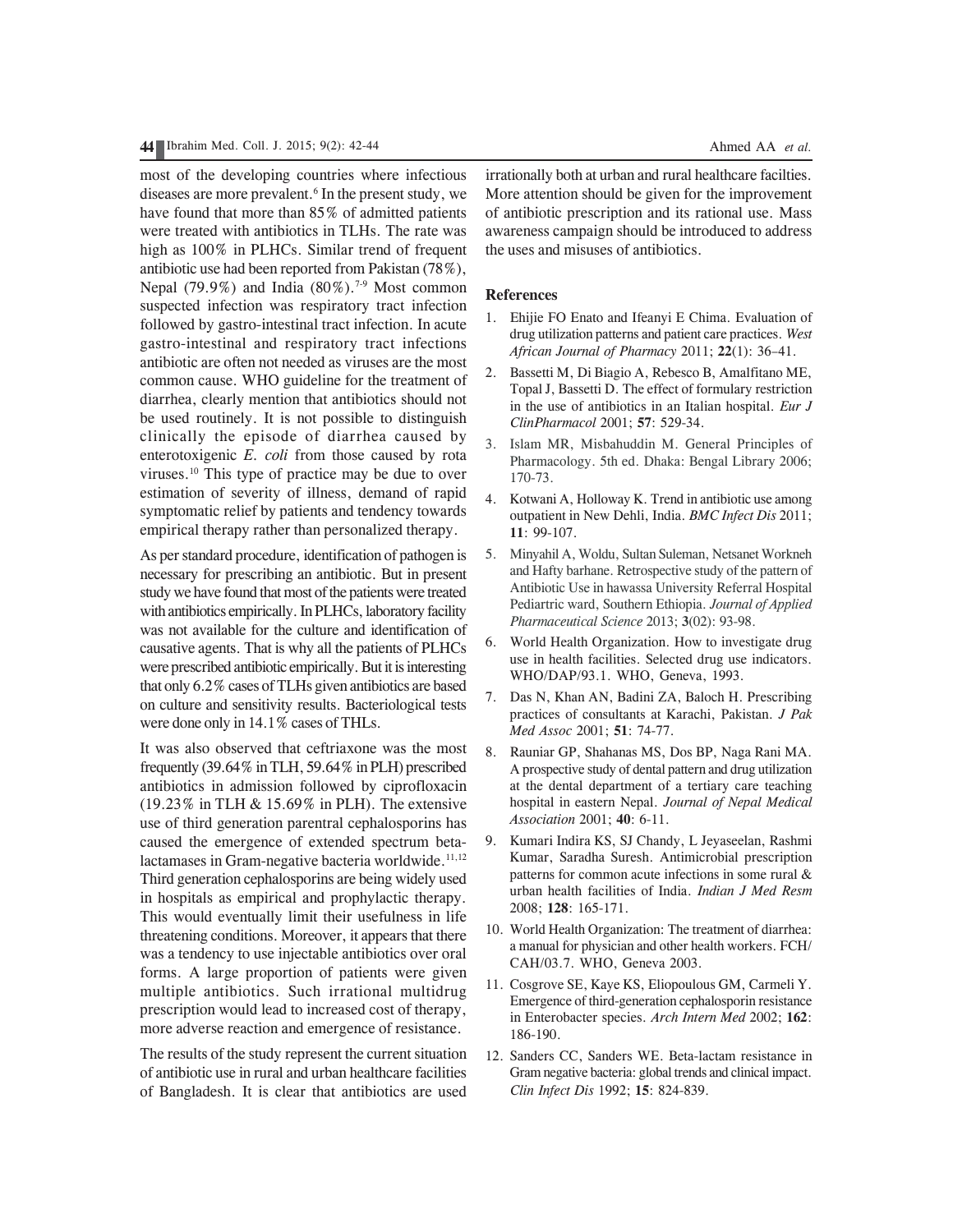most of the developing countries where infectious diseases are more prevalent.[6] In the present study, we have found that more than 85% of admitted patients were treated with antibiotics in TLHs. The rate was high as 100% in PLHCs. Similar trend of frequent antibiotic use had been reported from Pakistan (78%), Nepal (79.9%) and India (80%).[7-9] Most common suspected infection was respiratory tract infection followed by gastro-intestinal tract infection. In acute gastro-intestinal and respiratory tract infections antibiotic are often not needed as viruses are the most common cause. WHO guideline for the treatment of diarrhea, clearly mention that antibiotics should not be used routinely. It is not possible to distinguish clinically the episode of diarrhea caused by enterotoxigenic *E. coli* from those caused by rota viruses.[10] This type of practice may be due to over estimation of severity of illness, demand of rapid symptomatic relief by patients and tendency towards empirical therapy rather than personalized therapy.

As per standard procedure, identification of pathogen is necessary for prescribing an antibiotic. But in present study we have found that most of the patients were treated with antibiotics empirically. In PLHCs, laboratory facility was not available for the culture and identification of causative agents. That is why all the patients of PLHCs were prescribed antibiotic empirically. But it is interesting that only 6.2% cases of TLHs given antibiotics are based on culture and sensitivity results. Bacteriological tests were done only in 14.1% cases of THLs.

It was also observed that ceftriaxone was the most frequently (39.64% in TLH, 59.64% in PLH) prescribed antibiotics in admission followed by ciprofloxacin (19.23% in TLH & 15.69% in PLH). The extensive use of third generation parentral cephalosporins has caused the emergence of extended spectrum beta-lactamases in Gram-negative bacteria worldwide.[11,12] Third generation cephalosporins are being widely used in hospitals as empirical and prophylactic therapy. This would eventually limit their usefulness in life threatening conditions. Moreover, it appears that there was a tendency to use injectable antibiotics over oral forms. A large proportion of patients were given multiple antibiotics. Such irrational multidrug prescription would lead to increased cost of therapy, more adverse reaction and emergence of resistance.

The results of the study represent the current situation of antibiotic use in rural and urban healthcare facilities of Bangladesh. It is clear that antibiotics are used irrationally both at urban and rural healthcare facilties. More attention should be given for the improvement of antibiotic prescription and its rational use. Mass awareness campaign should be introduced to address the uses and misuses of antibiotics.

## References

1. Ehijie FO Enato and Ifeanyi E Chima. Evaluation of drug utilization patterns and patient care practices. *West African Journal of Pharmacy* 2011; **22**(1): 36–41.
2. Bassetti M, Di Biagio A, Rebesco B, Amalfitano ME, Topal J, Bassetti D. The effect of formulary restriction in the use of antibiotics in an Italian hospital. *Eur J ClinPharmacol* 2001; **57**: 529-34.
3. Islam MR, Misbahuddin M. General Principles of Pharmacology. 5th ed. Dhaka: Bengal Library 2006; 170-73.
4. Kotwani A, Holloway K. Trend in antibiotic use among outpatient in New Dehli, India. *BMC Infect Dis* 2011; **11**: 99-107.
5. Minyahil A, Woldu, Sultan Suleman, Netsanet Workneh and Hafty barhane. Retrospective study of the pattern of Antibiotic Use in hawassa University Referral Hospital Pediartric ward, Southern Ethiopia. *Journal of Applied Pharmaceutical Science* 2013; **3**(02): 93-98.
6. World Health Organization. How to investigate drug use in health facilities. Selected drug use indicators. WHO/DAP/93.1. WHO, Geneva, 1993.
7. Das N, Khan AN, Badini ZA, Baloch H. Prescribing practices of consultants at Karachi, Pakistan. *J Pak Med Assoc* 2001; **51**: 74-77.
8. Rauniar GP, Shahanas MS, Dos BP, Naga Rani MA. A prospective study of dental pattern and drug utilization at the dental department of a tertiary care teaching hospital in eastern Nepal. *Journal of Nepal Medical Association* 2001; **40**: 6-11.
9. Kumari Indira KS, SJ Chandy, L Jeyaseelan, Rashmi Kumar, Saradha Suresh. Antimicrobial prescription patterns for common acute infections in some rural & urban health facilities of India. *Indian J Med Resm* 2008; **128**: 165-171.
10. World Health Organization: The treatment of diarrhea: a manual for physician and other health workers. FCH/CAH/03.7. WHO, Geneva 2003.
11. Cosgrove SE, Kaye KS, Eliopoulous GM, Carmeli Y. Emergence of third-generation cephalosporin resistance in Enterobacter species. *Arch Intern Med* 2002; **162**: 186-190.
12. Sanders CC, Sanders WE. Beta-lactam resistance in Gram negative bacteria: global trends and clinical impact. *Clin Infect Dis* 1992; **15**: 824-839.